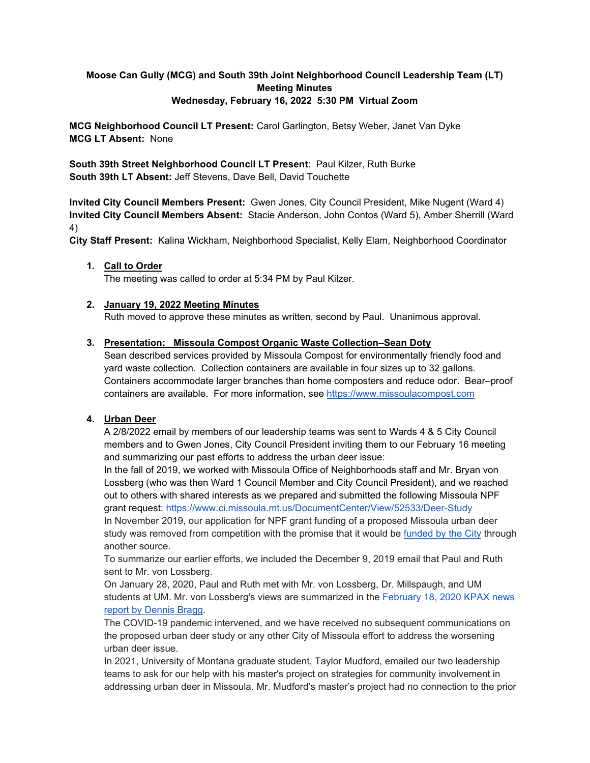**Moose Can Gully (MCG) and South 39th Joint Neighborhood Council Leadership Team (LT)**
**Meeting Minutes**
**Wednesday, February 16, 2022 5:30 PM Virtual Zoom**

**MCG Neighborhood Council LT Present:** Carol Garlington, Betsy Weber, Janet Van Dyke
**MCG LT Absent:** None

**South 39th Street Neighborhood Council LT Present**: Paul Kilzer, Ruth Burke
**South 39th LT Absent:** Jeff Stevens, Dave Bell, David Touchette

**Invited City Council Members Present:** Gwen Jones, City Council President, Mike Nugent (Ward 4)
**Invited City Council Members Absent:** Stacie Anderson, John Contos (Ward 5), Amber Sherrill (Ward 4)
**City Staff Present:** Kalina Wickham, Neighborhood Specialist, Kelly Elam, Neighborhood Coordinator

1. **Call to Order**
   The meeting was called to order at 5:34 PM by Paul Kilzer.

2. **January 19, 2022 Meeting Minutes**
   Ruth moved to approve these minutes as written, second by Paul. Unanimous approval.

3. **Presentation: Missoula Compost Organic Waste Collection–Sean Doty**
   Sean described services provided by Missoula Compost for environmentally friendly food and yard waste collection. Collection containers are available in four sizes up to 32 gallons. Containers accommodate larger branches than home composters and reduce odor. Bear–proof containers are available. For more information, see https://www.missoulacompost.com

4. **Urban Deer**
   A 2/8/2022 email by members of our leadership teams was sent to Wards 4 & 5 City Council members and to Gwen Jones, City Council President inviting them to our February 16 meeting and summarizing our past efforts to address the urban deer issue:
   In the fall of 2019, we worked with Missoula Office of Neighborhoods staff and Mr. Bryan von Lossberg (who was then Ward 1 Council Member and City Council President), and we reached out to others with shared interests as we prepared and submitted the following Missoula NPF grant request: https://www.ci.missoula.mt.us/DocumentCenter/View/52533/Deer-Study
   In November 2019, our application for NPF grant funding of a proposed Missoula urban deer study was removed from competition with the promise that it would be funded by the City through another source.
   To summarize our earlier efforts, we included the December 9, 2019 email that Paul and Ruth sent to Mr. von Lossberg.
   On January 28, 2020, Paul and Ruth met with Mr. von Lossberg, Dr. Millspaugh, and UM students at UM. Mr. von Lossberg's views are summarized in the February 18, 2020 KPAX news report by Dennis Bragg.
   The COVID-19 pandemic intervened, and we have received no subsequent communications on the proposed urban deer study or any other City of Missoula effort to address the worsening urban deer issue.
   In 2021, University of Montana graduate student, Taylor Mudford, emailed our two leadership teams to ask for our help with his master's project on strategies for community involvement in addressing urban deer in Missoula. Mr. Mudford's master's project had no connection to the prior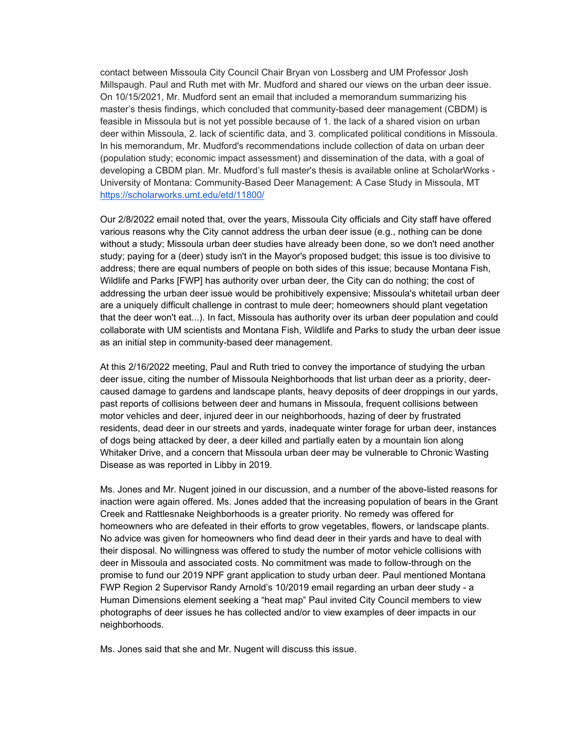contact between Missoula City Council Chair Bryan von Lossberg and UM Professor Josh Millspaugh. Paul and Ruth met with Mr. Mudford and shared our views on the urban deer issue. On 10/15/2021, Mr. Mudford sent an email that included a memorandum summarizing his master's thesis findings, which concluded that community-based deer management (CBDM) is feasible in Missoula but is not yet possible because of 1. the lack of a shared vision on urban deer within Missoula, 2. lack of scientific data, and 3. complicated political conditions in Missoula. In his memorandum, Mr. Mudford's recommendations include collection of data on urban deer (population study; economic impact assessment) and dissemination of the data, with a goal of developing a CBDM plan. Mr. Mudford's full master's thesis is available online at ScholarWorks - University of Montana: Community-Based Deer Management: A Case Study in Missoula, MT https://scholarworks.umt.edu/etd/11800/

Our 2/8/2022 email noted that, over the years, Missoula City officials and City staff have offered various reasons why the City cannot address the urban deer issue (e.g., nothing can be done without a study; Missoula urban deer studies have already been done, so we don't need another study; paying for a (deer) study isn't in the Mayor's proposed budget; this issue is too divisive to address; there are equal numbers of people on both sides of this issue; because Montana Fish, Wildlife and Parks [FWP] has authority over urban deer, the City can do nothing; the cost of addressing the urban deer issue would be prohibitively expensive; Missoula's whitetail urban deer are a uniquely difficult challenge in contrast to mule deer; homeowners should plant vegetation that the deer won't eat...). In fact, Missoula has authority over its urban deer population and could collaborate with UM scientists and Montana Fish, Wildlife and Parks to study the urban deer issue as an initial step in community-based deer management.

At this 2/16/2022 meeting, Paul and Ruth tried to convey the importance of studying the urban deer issue, citing the number of Missoula Neighborhoods that list urban deer as a priority, deer-caused damage to gardens and landscape plants, heavy deposits of deer droppings in our yards, past reports of collisions between deer and humans in Missoula, frequent collisions between motor vehicles and deer, injured deer in our neighborhoods, hazing of deer by frustrated residents, dead deer in our streets and yards, inadequate winter forage for urban deer, instances of dogs being attacked by deer, a deer killed and partially eaten by a mountain lion along Whitaker Drive, and a concern that Missoula urban deer may be vulnerable to Chronic Wasting Disease as was reported in Libby in 2019.

Ms. Jones and Mr. Nugent joined in our discussion, and a number of the above-listed reasons for inaction were again offered. Ms. Jones added that the increasing population of bears in the Grant Creek and Rattlesnake Neighborhoods is a greater priority. No remedy was offered for homeowners who are defeated in their efforts to grow vegetables, flowers, or landscape plants. No advice was given for homeowners who find dead deer in their yards and have to deal with their disposal. No willingness was offered to study the number of motor vehicle collisions with deer in Missoula and associated costs. No commitment was made to follow-through on the promise to fund our 2019 NPF grant application to study urban deer. Paul mentioned Montana FWP Region 2 Supervisor Randy Arnold's 10/2019 email regarding an urban deer study - a Human Dimensions element seeking a "heat map" Paul invited City Council members to view photographs of deer issues he has collected and/or to view examples of deer impacts in our neighborhoods.

Ms. Jones said that she and Mr. Nugent will discuss this issue.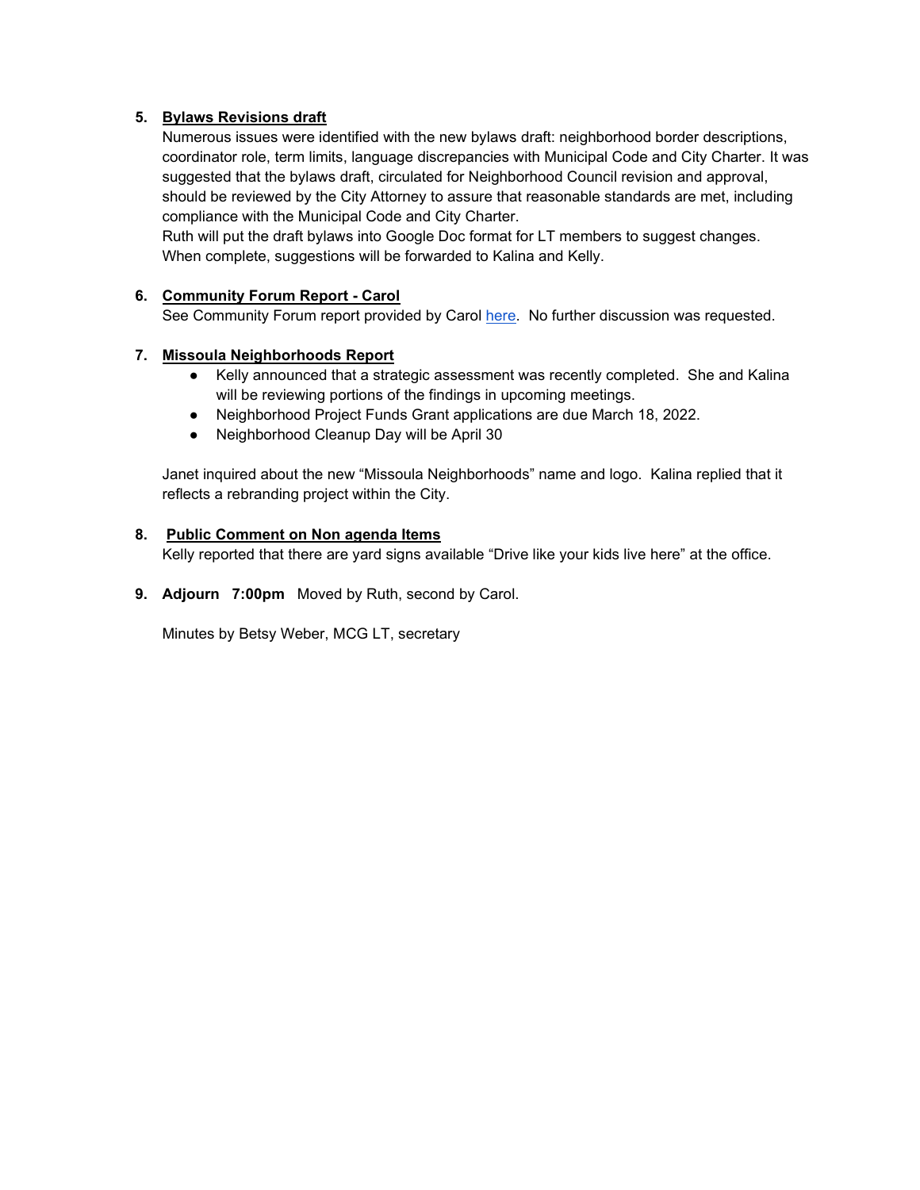5. **Bylaws Revisions draft**
   Numerous issues were identified with the new bylaws draft: neighborhood border descriptions, coordinator role, term limits, language discrepancies with Municipal Code and City Charter. It was suggested that the bylaws draft, circulated for Neighborhood Council revision and approval, should be reviewed by the City Attorney to assure that reasonable standards are met, including compliance with the Municipal Code and City Charter.
   Ruth will put the draft bylaws into Google Doc format for LT members to suggest changes. When complete, suggestions will be forwarded to Kalina and Kelly.

6. **Community Forum Report - Carol**
   See Community Forum report provided by Carol here. No further discussion was requested.

7. **Missoula Neighborhoods Report**
   - Kelly announced that a strategic assessment was recently completed. She and Kalina will be reviewing portions of the findings in upcoming meetings.
   - Neighborhood Project Funds Grant applications are due March 18, 2022.
   - Neighborhood Cleanup Day will be April 30

   Janet inquired about the new "Missoula Neighborhoods" name and logo. Kalina replied that it reflects a rebranding project within the City.

8. **Public Comment on Non agenda Items**
   Kelly reported that there are yard signs available "Drive like your kids live here" at the office.

9. **Adjourn 7:00pm** Moved by Ruth, second by Carol.

   Minutes by Betsy Weber, MCG LT, secretary